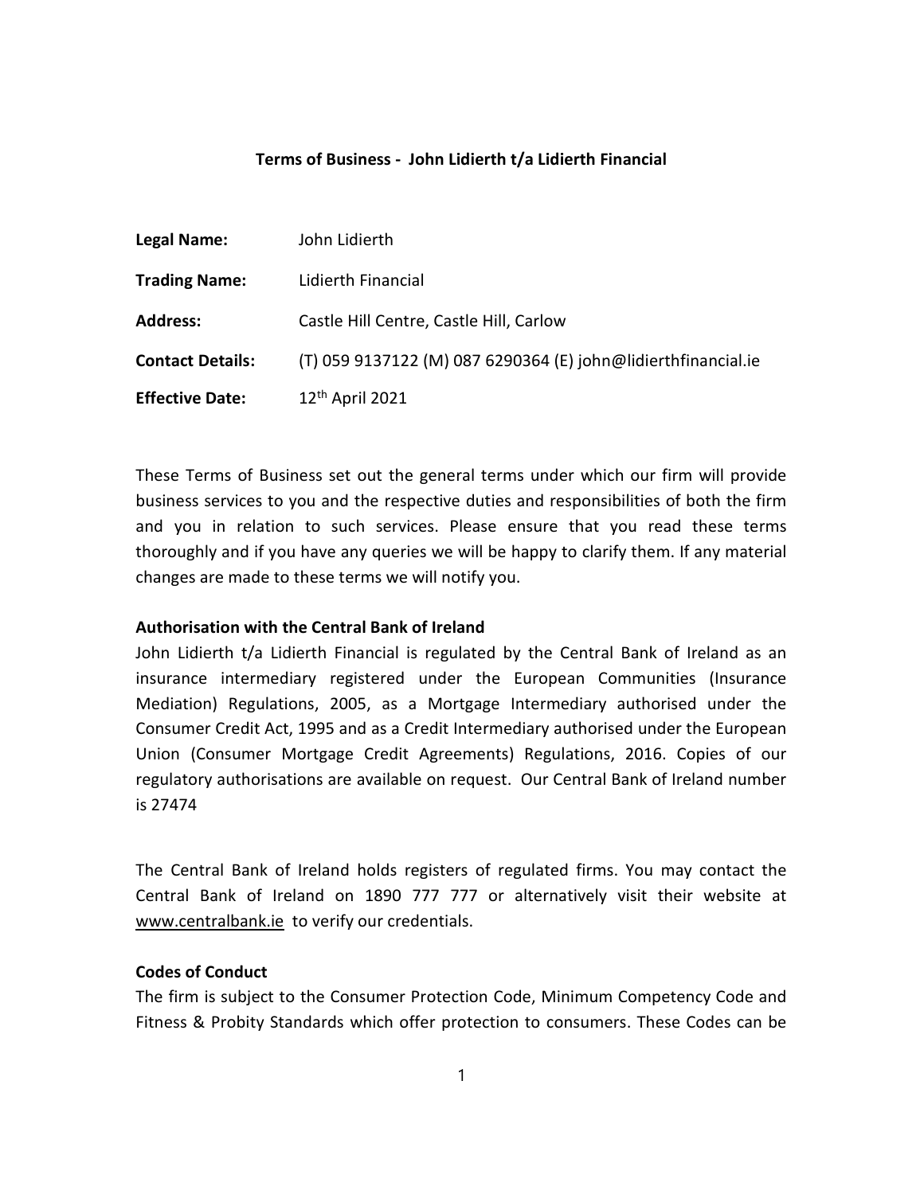# Terms of Business - John Lidierth t/a Lidierth Financial

| | |
|---|---|
| **Legal Name:** | John Lidierth |
| **Trading Name:** | Lidierth Financial |
| **Address:** | Castle Hill Centre, Castle Hill, Carlow |
| **Contact Details:** | (T) 059 9137122 (M) 087 6290364 (E) john@lidierthfinancial.ie |
| **Effective Date:** | 12th April 2021 |

These Terms of Business set out the general terms under which our firm will provide business services to you and the respective duties and responsibilities of both the firm and you in relation to such services. Please ensure that you read these terms thoroughly and if you have any queries we will be happy to clarify them. If any material changes are made to these terms we will notify you.

## Authorisation with the Central Bank of Ireland

John Lidierth t/a Lidierth Financial is regulated by the Central Bank of Ireland as an insurance intermediary registered under the European Communities (Insurance Mediation) Regulations, 2005, as a Mortgage Intermediary authorised under the Consumer Credit Act, 1995 and as a Credit Intermediary authorised under the European Union (Consumer Mortgage Credit Agreements) Regulations, 2016. Copies of our regulatory authorisations are available on request. Our Central Bank of Ireland number is 27474

The Central Bank of Ireland holds registers of regulated firms. You may contact the Central Bank of Ireland on 1890 777 777 or alternatively visit their website at www.centralbank.ie to verify our credentials.

## Codes of Conduct

The firm is subject to the Consumer Protection Code, Minimum Competency Code and Fitness & Probity Standards which offer protection to consumers. These Codes can be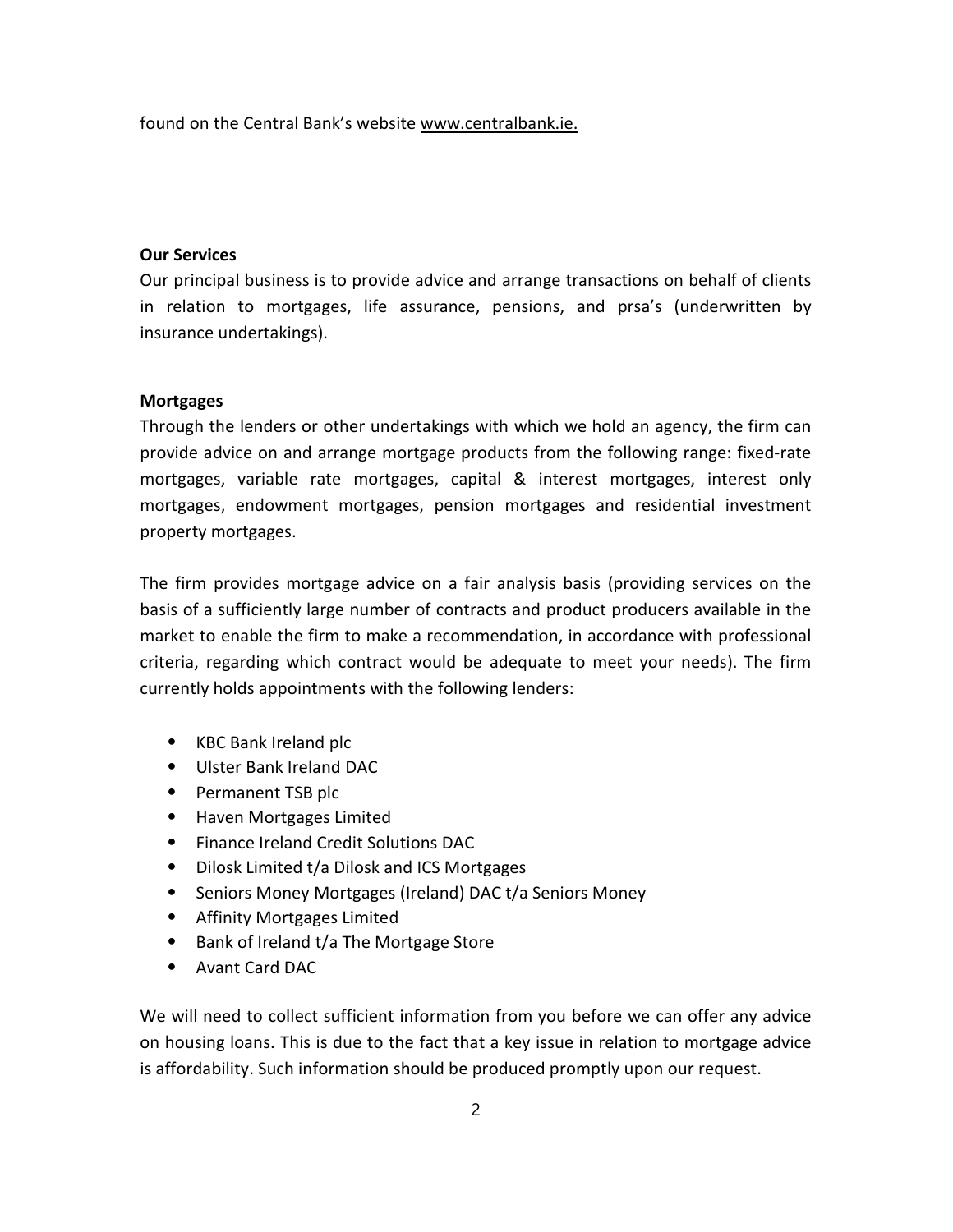found on the Central Bank's website www.centralbank.ie.

**Our Services**

Our principal business is to provide advice and arrange transactions on behalf of clients in relation to mortgages, life assurance, pensions, and prsa's (underwritten by insurance undertakings).

**Mortgages**

Through the lenders or other undertakings with which we hold an agency, the firm can provide advice on and arrange mortgage products from the following range: fixed-rate mortgages, variable rate mortgages, capital & interest mortgages, interest only mortgages, endowment mortgages, pension mortgages and residential investment property mortgages.

The firm provides mortgage advice on a fair analysis basis (providing services on the basis of a sufficiently large number of contracts and product producers available in the market to enable the firm to make a recommendation, in accordance with professional criteria, regarding which contract would be adequate to meet your needs). The firm currently holds appointments with the following lenders:

- KBC Bank Ireland plc
- Ulster Bank Ireland DAC
- Permanent TSB plc
- Haven Mortgages Limited
- Finance Ireland Credit Solutions DAC
- Dilosk Limited t/a Dilosk and ICS Mortgages
- Seniors Money Mortgages (Ireland) DAC t/a Seniors Money
- Affinity Mortgages Limited
- Bank of Ireland t/a The Mortgage Store
- Avant Card DAC

We will need to collect sufficient information from you before we can offer any advice on housing loans. This is due to the fact that a key issue in relation to mortgage advice is affordability. Such information should be produced promptly upon our request.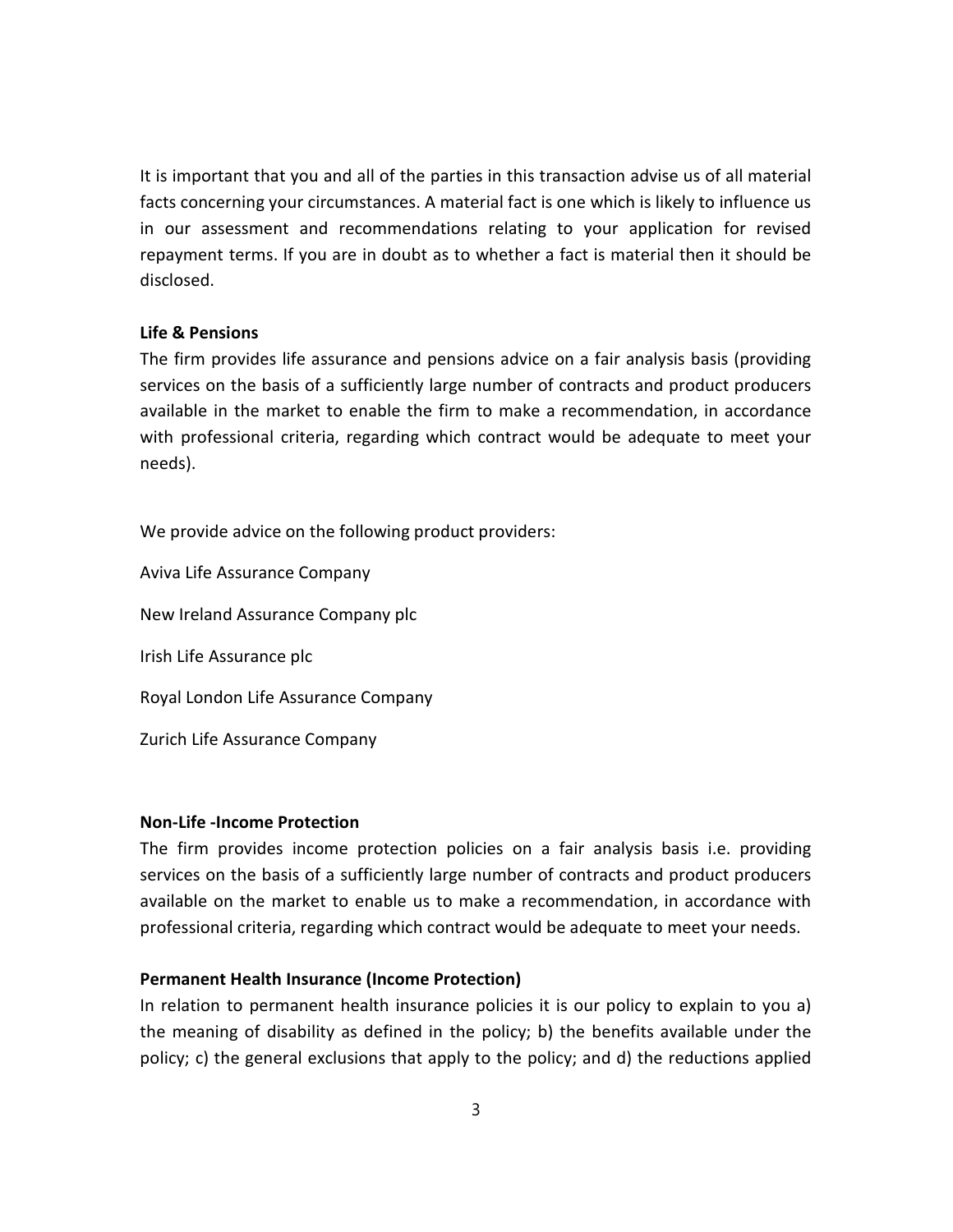It is important that you and all of the parties in this transaction advise us of all material facts concerning your circumstances. A material fact is one which is likely to influence us in our assessment and recommendations relating to your application for revised repayment terms. If you are in doubt as to whether a fact is material then it should be disclosed.

**Life & Pensions**

The firm provides life assurance and pensions advice on a fair analysis basis (providing services on the basis of a sufficiently large number of contracts and product producers available in the market to enable the firm to make a recommendation, in accordance with professional criteria, regarding which contract would be adequate to meet your needs).

We provide advice on the following product providers:

Aviva Life Assurance Company

New Ireland Assurance Company plc

Irish Life Assurance plc

Royal London Life Assurance Company

Zurich Life Assurance Company

**Non-Life -Income Protection**

The firm provides income protection policies on a fair analysis basis i.e. providing services on the basis of a sufficiently large number of contracts and product producers available on the market to enable us to make a recommendation, in accordance with professional criteria, regarding which contract would be adequate to meet your needs.

**Permanent Health Insurance (Income Protection)**

In relation to permanent health insurance policies it is our policy to explain to you a) the meaning of disability as defined in the policy; b) the benefits available under the policy; c) the general exclusions that apply to the policy; and d) the reductions applied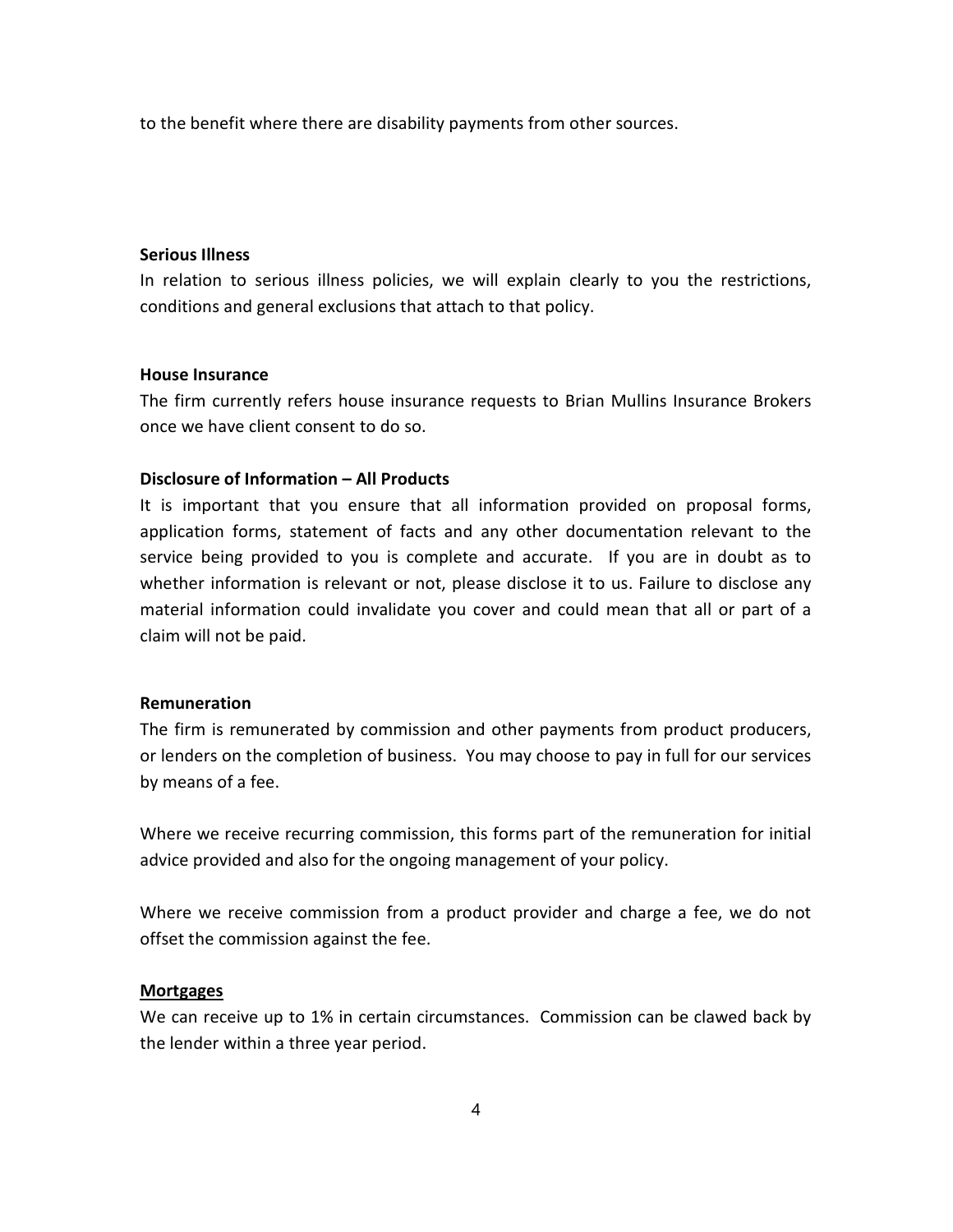to the benefit where there are disability payments from other sources.

**Serious Illness**

In relation to serious illness policies, we will explain clearly to you the restrictions, conditions and general exclusions that attach to that policy.

**House Insurance**

The firm currently refers house insurance requests to Brian Mullins Insurance Brokers once we have client consent to do so.

**Disclosure of Information – All Products**

It is important that you ensure that all information provided on proposal forms, application forms, statement of facts and any other documentation relevant to the service being provided to you is complete and accurate. If you are in doubt as to whether information is relevant or not, please disclose it to us. Failure to disclose any material information could invalidate you cover and could mean that all or part of a claim will not be paid.

**Remuneration**

The firm is remunerated by commission and other payments from product producers, or lenders on the completion of business. You may choose to pay in full for our services by means of a fee.

Where we receive recurring commission, this forms part of the remuneration for initial advice provided and also for the ongoing management of your policy.

Where we receive commission from a product provider and charge a fee, we do not offset the commission against the fee.

**Mortgages**

We can receive up to 1% in certain circumstances. Commission can be clawed back by the lender within a three year period.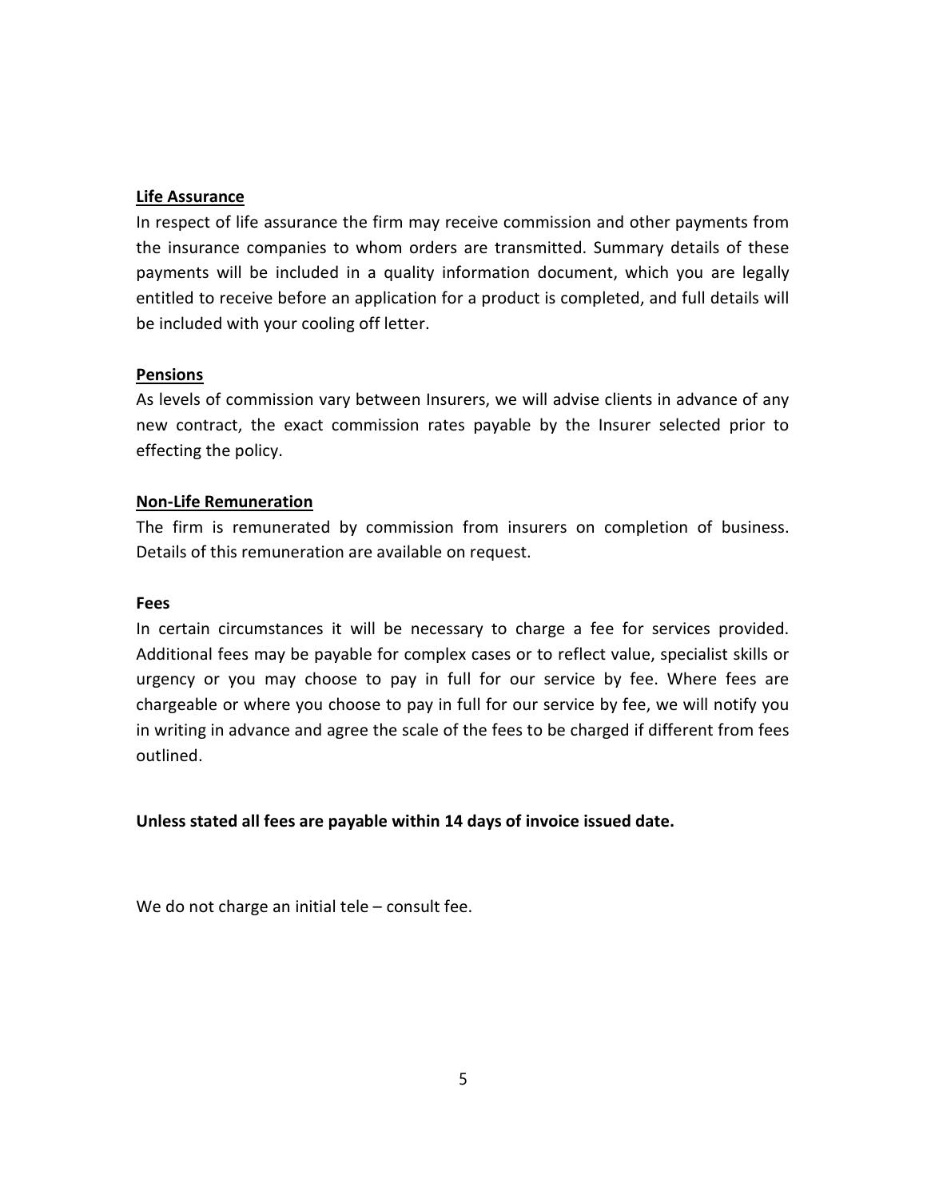**Life Assurance**

In respect of life assurance the firm may receive commission and other payments from the insurance companies to whom orders are transmitted. Summary details of these payments will be included in a quality information document, which you are legally entitled to receive before an application for a product is completed, and full details will be included with your cooling off letter.

**Pensions**

As levels of commission vary between Insurers, we will advise clients in advance of any new contract, the exact commission rates payable by the Insurer selected prior to effecting the policy.

**Non-Life Remuneration**

The firm is remunerated by commission from insurers on completion of business. Details of this remuneration are available on request.

**Fees**

In certain circumstances it will be necessary to charge a fee for services provided. Additional fees may be payable for complex cases or to reflect value, specialist skills or urgency or you may choose to pay in full for our service by fee. Where fees are chargeable or where you choose to pay in full for our service by fee, we will notify you in writing in advance and agree the scale of the fees to be charged if different from fees outlined.

**Unless stated all fees are payable within 14 days of invoice issued date.**

We do not charge an initial tele – consult fee.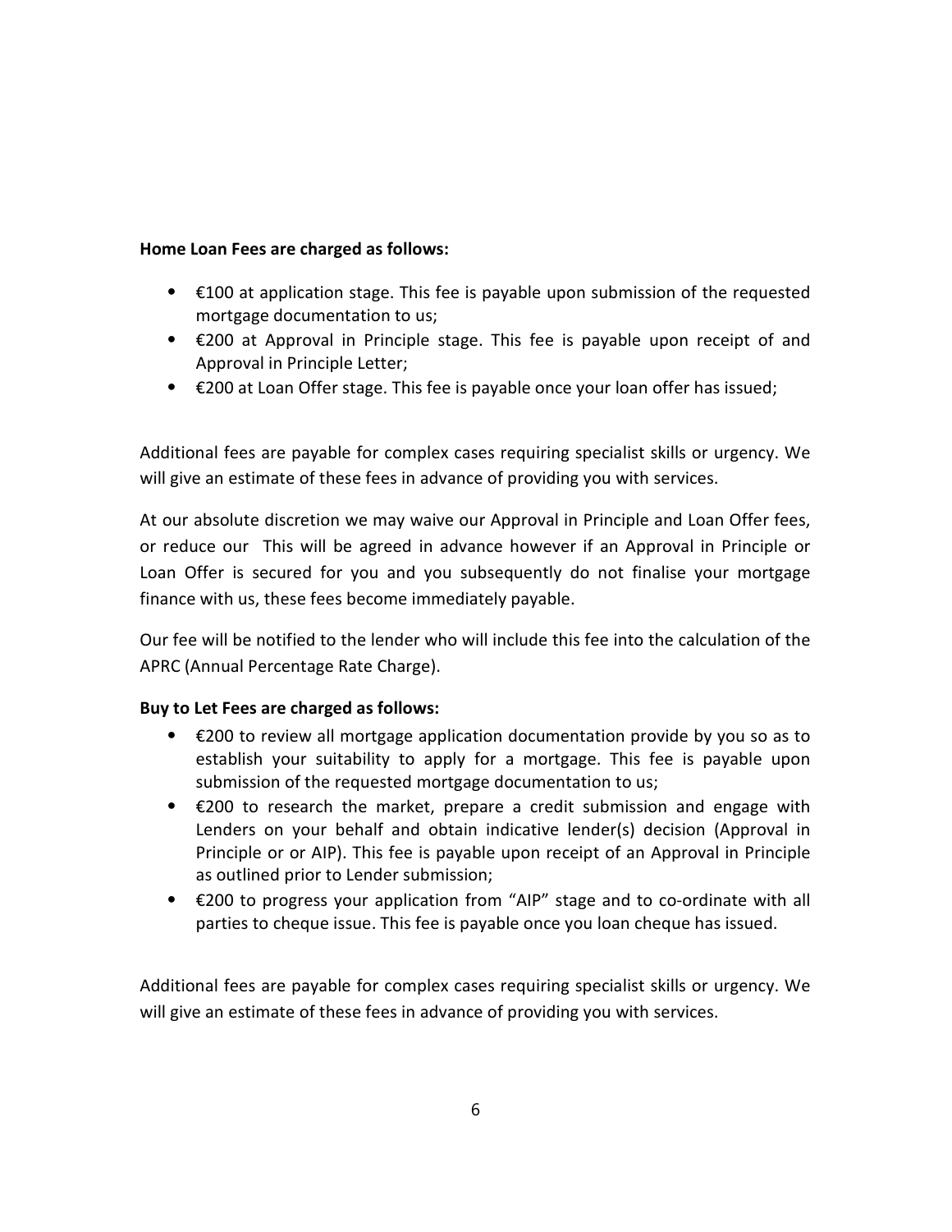**Home Loan Fees are charged as follows:**

- €100 at application stage. This fee is payable upon submission of the requested mortgage documentation to us;
- €200 at Approval in Principle stage. This fee is payable upon receipt of and Approval in Principle Letter;
- €200 at Loan Offer stage. This fee is payable once your loan offer has issued;

Additional fees are payable for complex cases requiring specialist skills or urgency. We will give an estimate of these fees in advance of providing you with services.

At our absolute discretion we may waive our Approval in Principle and Loan Offer fees, or reduce our  This will be agreed in advance however if an Approval in Principle or Loan Offer is secured for you and you subsequently do not finalise your mortgage finance with us, these fees become immediately payable.

Our fee will be notified to the lender who will include this fee into the calculation of the APRC (Annual Percentage Rate Charge).

**Buy to Let Fees are charged as follows:**

- €200 to review all mortgage application documentation provide by you so as to establish your suitability to apply for a mortgage. This fee is payable upon submission of the requested mortgage documentation to us;
- €200 to research the market, prepare a credit submission and engage with Lenders on your behalf and obtain indicative lender(s) decision (Approval in Principle or or AIP). This fee is payable upon receipt of an Approval in Principle as outlined prior to Lender submission;
- €200 to progress your application from "AIP" stage and to co-ordinate with all parties to cheque issue. This fee is payable once you loan cheque has issued.

Additional fees are payable for complex cases requiring specialist skills or urgency. We will give an estimate of these fees in advance of providing you with services.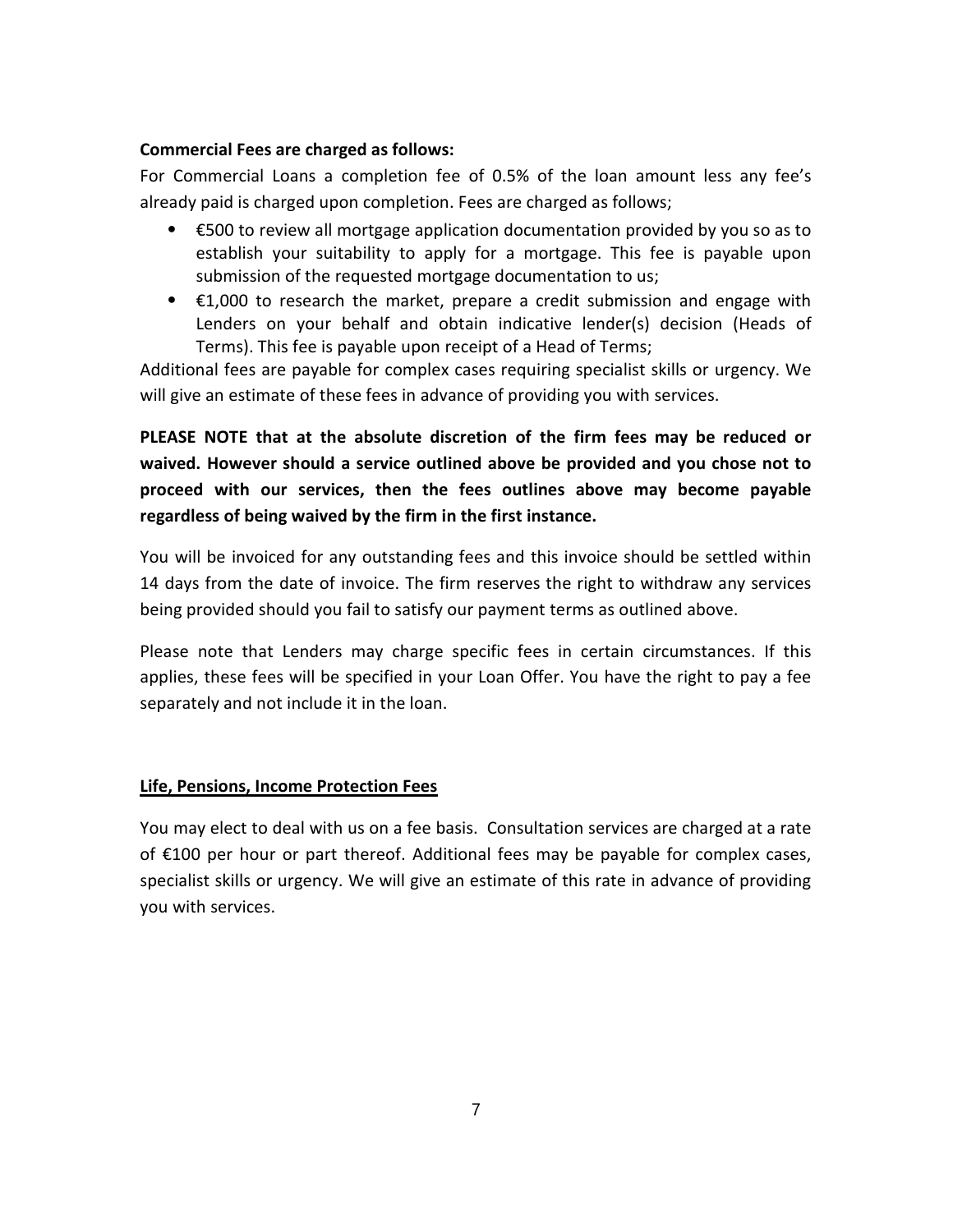**Commercial Fees are charged as follows:**

For Commercial Loans a completion fee of 0.5% of the loan amount less any fee's already paid is charged upon completion. Fees are charged as follows;

- €500 to review all mortgage application documentation provided by you so as to establish your suitability to apply for a mortgage. This fee is payable upon submission of the requested mortgage documentation to us;
- €1,000 to research the market, prepare a credit submission and engage with Lenders on your behalf and obtain indicative lender(s) decision (Heads of Terms). This fee is payable upon receipt of a Head of Terms;

Additional fees are payable for complex cases requiring specialist skills or urgency. We will give an estimate of these fees in advance of providing you with services.

**PLEASE NOTE that at the absolute discretion of the firm fees may be reduced or waived. However should a service outlined above be provided and you chose not to proceed with our services, then the fees outlines above may become payable regardless of being waived by the firm in the first instance.**

You will be invoiced for any outstanding fees and this invoice should be settled within 14 days from the date of invoice. The firm reserves the right to withdraw any services being provided should you fail to satisfy our payment terms as outlined above.

Please note that Lenders may charge specific fees in certain circumstances. If this applies, these fees will be specified in your Loan Offer. You have the right to pay a fee separately and not include it in the loan.

**Life, Pensions, Income Protection Fees**

You may elect to deal with us on a fee basis. Consultation services are charged at a rate of €100 per hour or part thereof. Additional fees may be payable for complex cases, specialist skills or urgency. We will give an estimate of this rate in advance of providing you with services.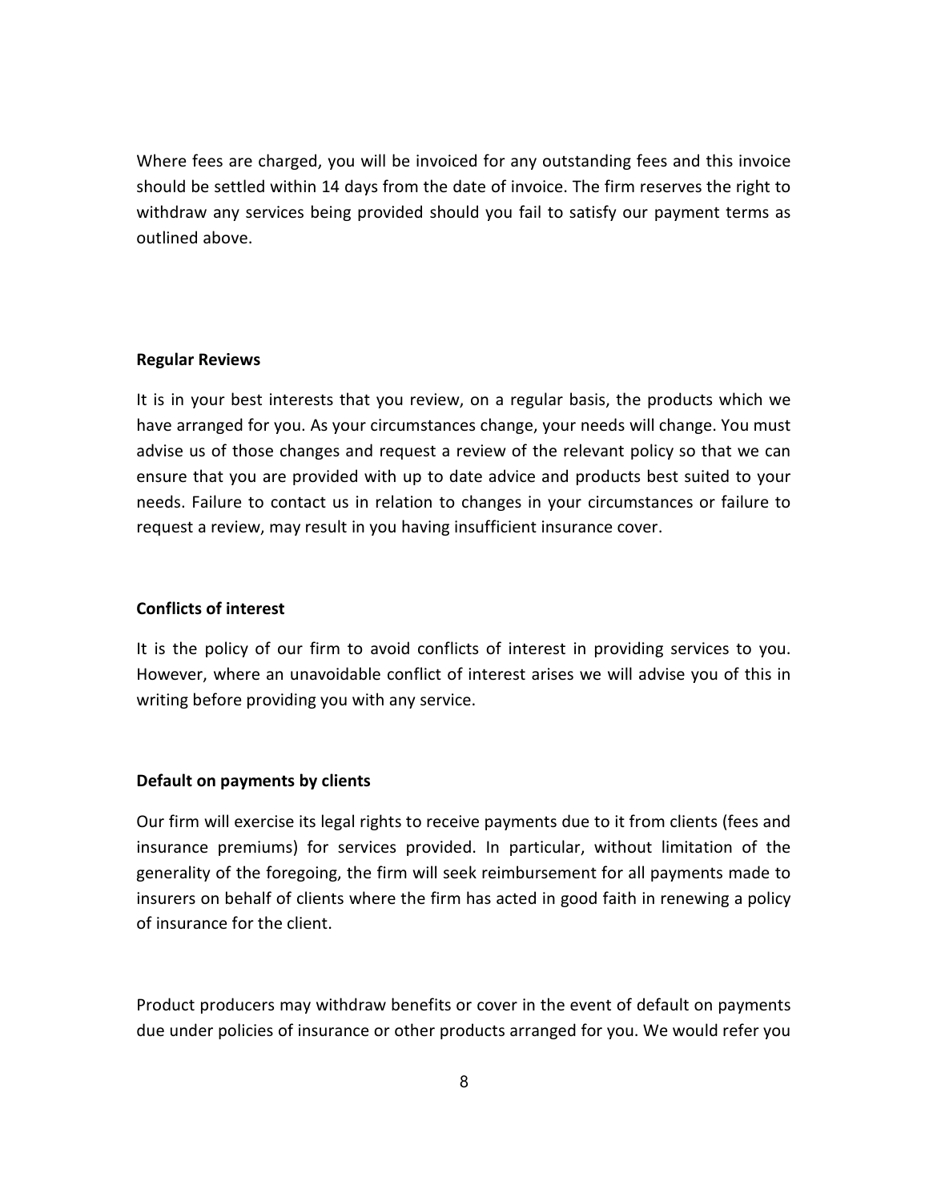Where fees are charged, you will be invoiced for any outstanding fees and this invoice should be settled within 14 days from the date of invoice. The firm reserves the right to withdraw any services being provided should you fail to satisfy our payment terms as outlined above.

**Regular Reviews**

It is in your best interests that you review, on a regular basis, the products which we have arranged for you. As your circumstances change, your needs will change. You must advise us of those changes and request a review of the relevant policy so that we can ensure that you are provided with up to date advice and products best suited to your needs. Failure to contact us in relation to changes in your circumstances or failure to request a review, may result in you having insufficient insurance cover.

**Conflicts of interest**

It is the policy of our firm to avoid conflicts of interest in providing services to you. However, where an unavoidable conflict of interest arises we will advise you of this in writing before providing you with any service.

**Default on payments by clients**

Our firm will exercise its legal rights to receive payments due to it from clients (fees and insurance premiums) for services provided. In particular, without limitation of the generality of the foregoing, the firm will seek reimbursement for all payments made to insurers on behalf of clients where the firm has acted in good faith in renewing a policy of insurance for the client.

Product producers may withdraw benefits or cover in the event of default on payments due under policies of insurance or other products arranged for you. We would refer you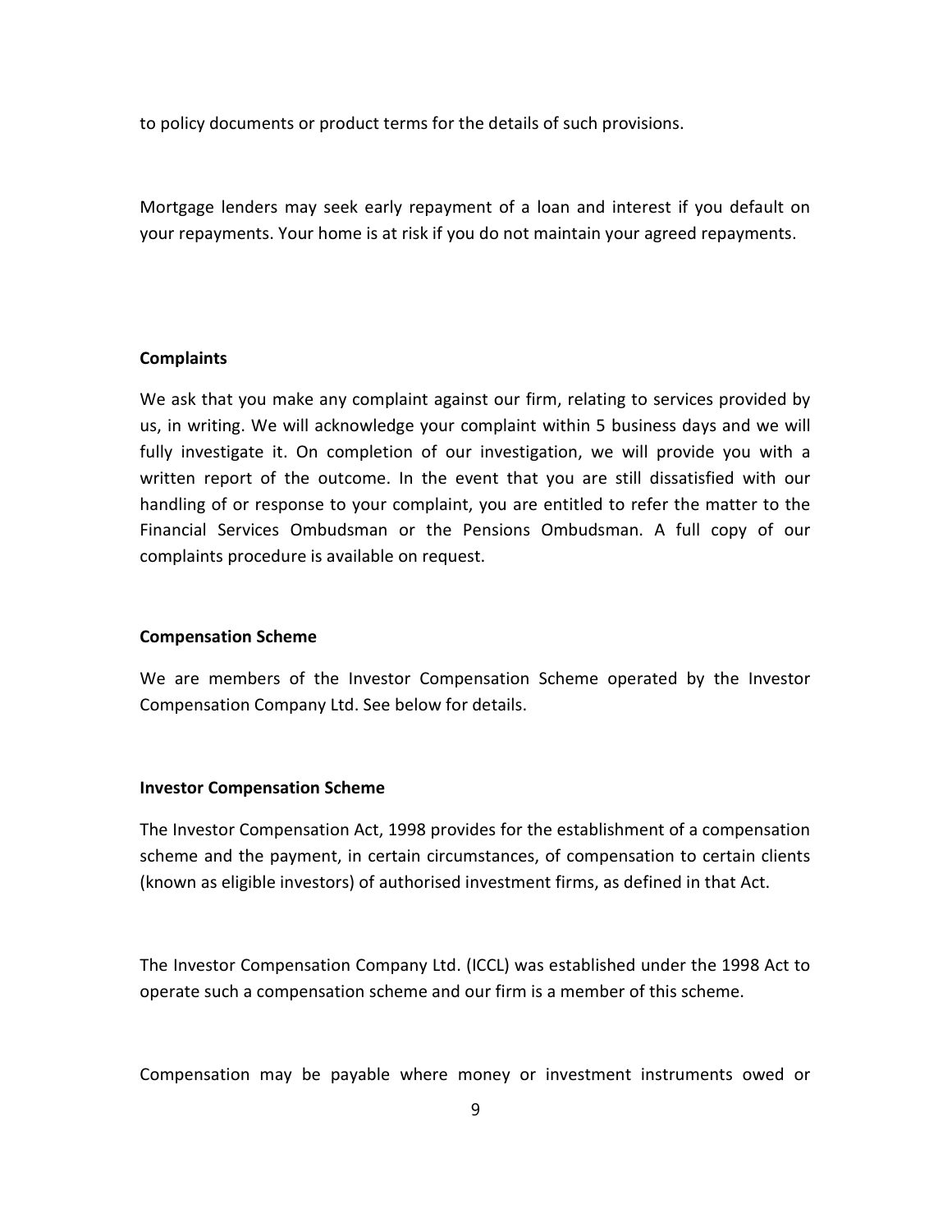to policy documents or product terms for the details of such provisions.

Mortgage lenders may seek early repayment of a loan and interest if you default on your repayments. Your home is at risk if you do not maintain your agreed repayments.

**Complaints**

We ask that you make any complaint against our firm, relating to services provided by us, in writing. We will acknowledge your complaint within 5 business days and we will fully investigate it. On completion of our investigation, we will provide you with a written report of the outcome. In the event that you are still dissatisfied with our handling of or response to your complaint, you are entitled to refer the matter to the Financial Services Ombudsman or the Pensions Ombudsman. A full copy of our complaints procedure is available on request.

**Compensation Scheme**

We are members of the Investor Compensation Scheme operated by the Investor Compensation Company Ltd. See below for details.

**Investor Compensation Scheme**

The Investor Compensation Act, 1998 provides for the establishment of a compensation scheme and the payment, in certain circumstances, of compensation to certain clients (known as eligible investors) of authorised investment firms, as defined in that Act.

The Investor Compensation Company Ltd. (ICCL) was established under the 1998 Act to operate such a compensation scheme and our firm is a member of this scheme.

Compensation may be payable where money or investment instruments owed or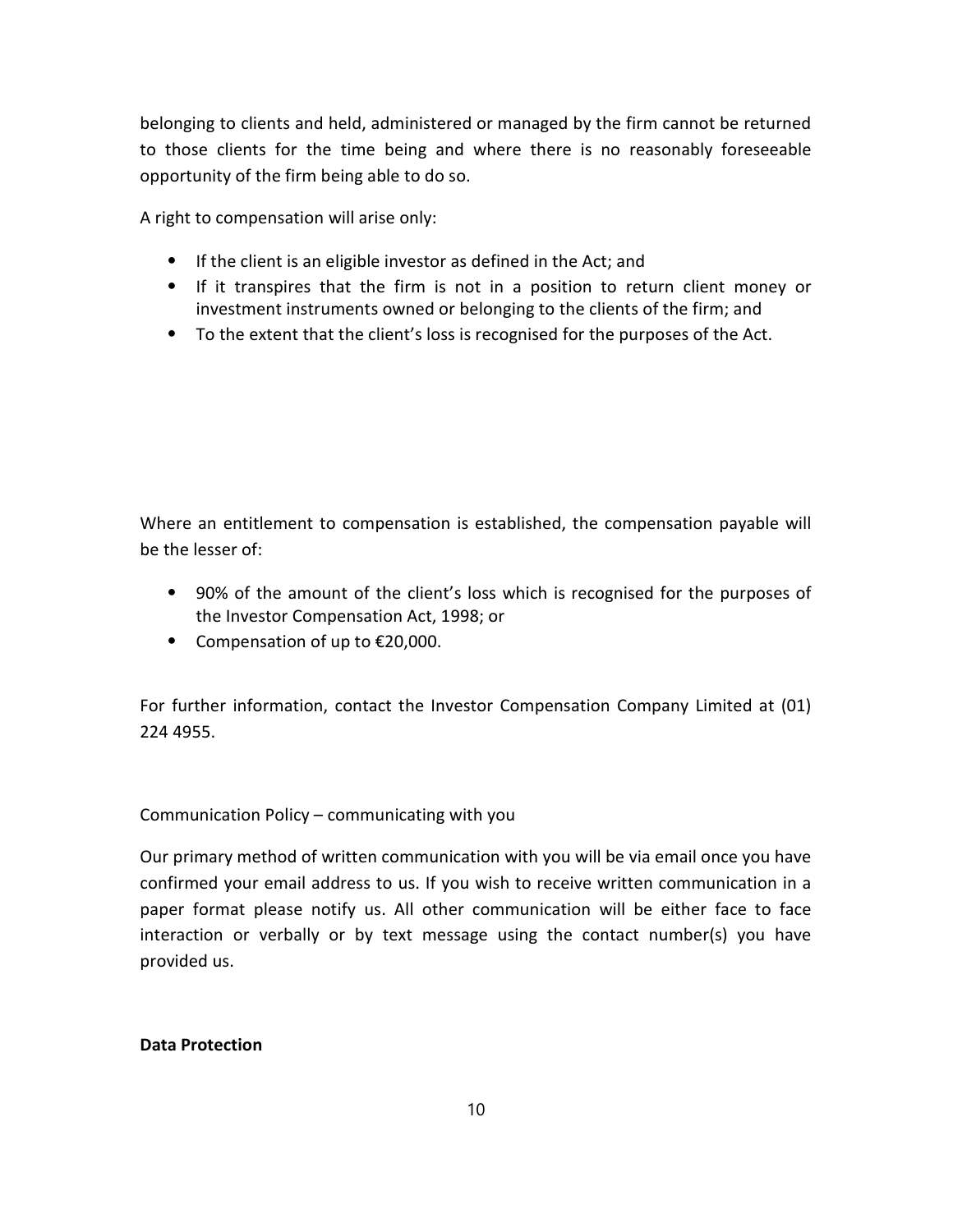belonging to clients and held, administered or managed by the firm cannot be returned to those clients for the time being and where there is no reasonably foreseeable opportunity of the firm being able to do so.

A right to compensation will arise only:

- If the client is an eligible investor as defined in the Act; and
- If it transpires that the firm is not in a position to return client money or investment instruments owned or belonging to the clients of the firm; and
- To the extent that the client's loss is recognised for the purposes of the Act.

Where an entitlement to compensation is established, the compensation payable will be the lesser of:

- 90% of the amount of the client's loss which is recognised for the purposes of the Investor Compensation Act, 1998; or
- Compensation of up to €20,000.

For further information, contact the Investor Compensation Company Limited at (01) 224 4955.

Communication Policy – communicating with you

Our primary method of written communication with you will be via email once you have confirmed your email address to us. If you wish to receive written communication in a paper format please notify us. All other communication will be either face to face interaction or verbally or by text message using the contact number(s) you have provided us.

**Data Protection**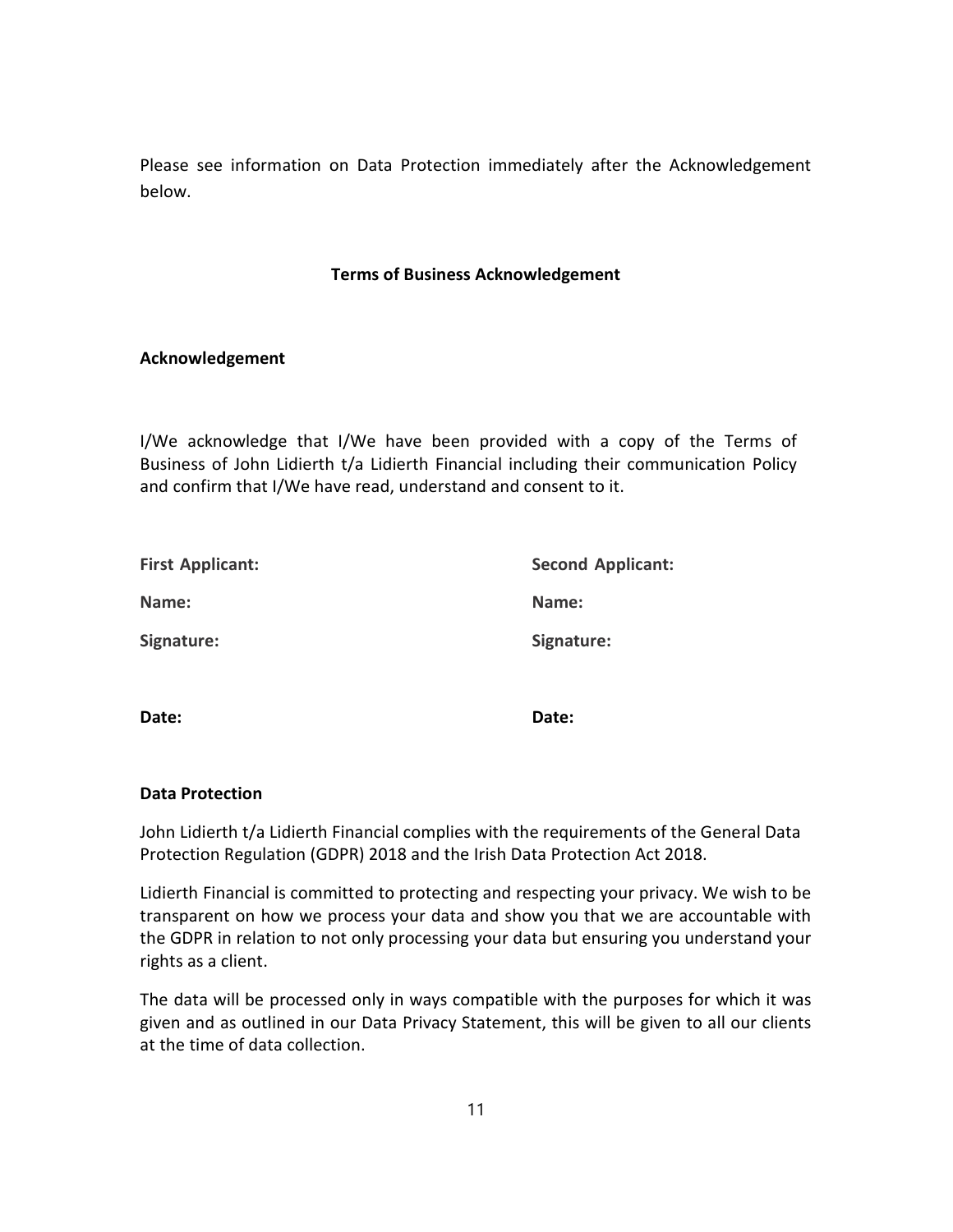Please see information on Data Protection immediately after the Acknowledgement below.

**Terms of Business Acknowledgement**

**Acknowledgement**

I/We acknowledge that I/We have been provided with a copy of the Terms of Business of John Lidierth t/a Lidierth Financial including their communication Policy and confirm that I/We have read, understand and consent to it.

| **First Applicant:** | **Second Applicant:** |
|---|---|
| **Name:** | **Name:** |
| **Signature:** | **Signature:** |
| **Date:** | **Date:** |

**Data Protection**

John Lidierth t/a Lidierth Financial complies with the requirements of the General Data Protection Regulation (GDPR) 2018 and the Irish Data Protection Act 2018.

Lidierth Financial is committed to protecting and respecting your privacy. We wish to be transparent on how we process your data and show you that we are accountable with the GDPR in relation to not only processing your data but ensuring you understand your rights as a client.

The data will be processed only in ways compatible with the purposes for which it was given and as outlined in our Data Privacy Statement, this will be given to all our clients at the time of data collection.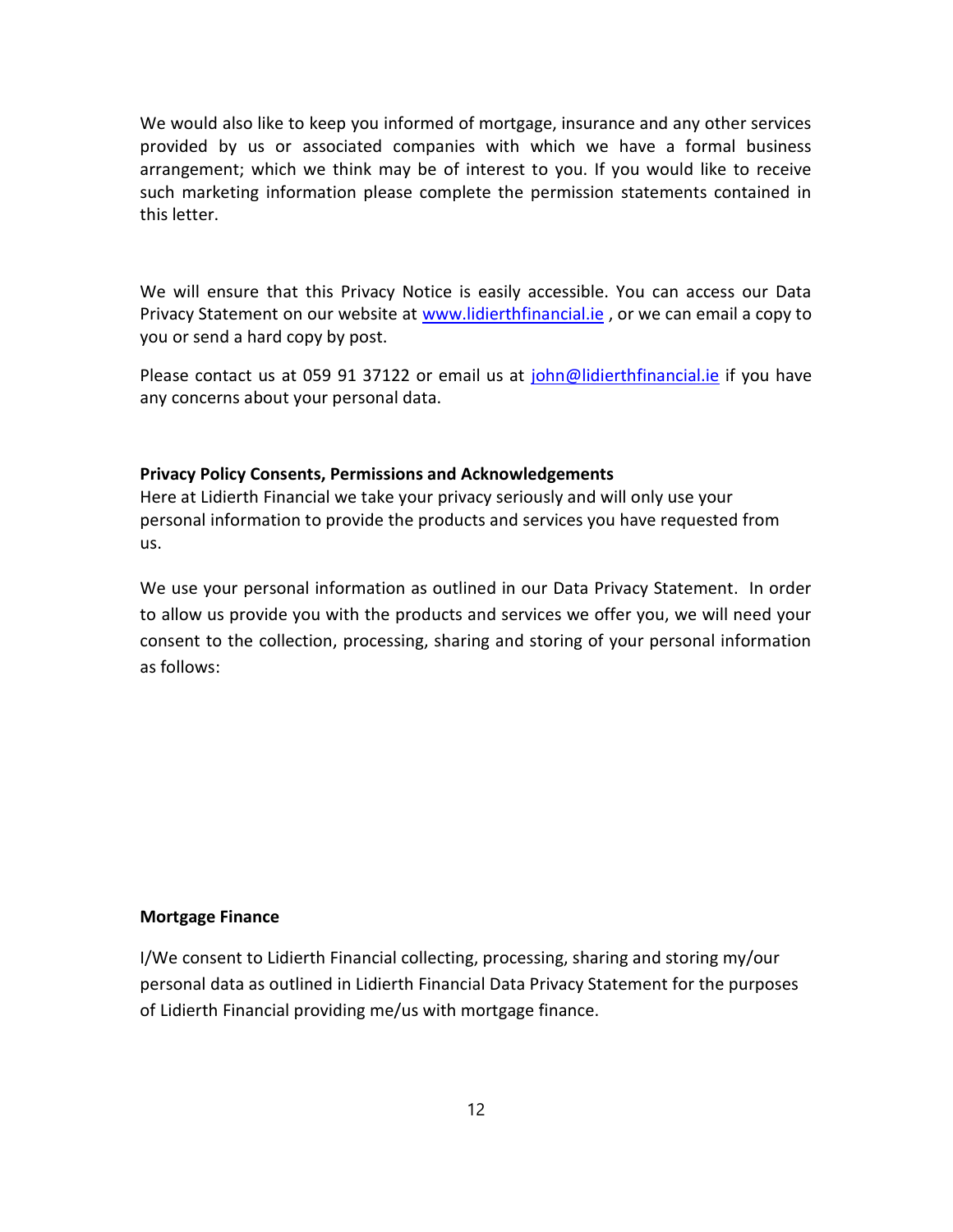We would also like to keep you informed of mortgage, insurance and any other services provided by us or associated companies with which we have a formal business arrangement; which we think may be of interest to you. If you would like to receive such marketing information please complete the permission statements contained in this letter.

We will ensure that this Privacy Notice is easily accessible. You can access our Data Privacy Statement on our website at [www.lidierthfinancial.ie](http://www.lidierthfinancial.ie) , or we can email a copy to you or send a hard copy by post.

Please contact us at 059 91 37122 or email us at [john@lidierthfinancial.ie](mailto:john@lidierthfinancial.ie) if you have any concerns about your personal data.

**Privacy Policy Consents, Permissions and Acknowledgements**

Here at Lidierth Financial we take your privacy seriously and will only use your personal information to provide the products and services you have requested from us.

We use your personal information as outlined in our Data Privacy Statement. In order to allow us provide you with the products and services we offer you, we will need your consent to the collection, processing, sharing and storing of your personal information as follows:

**Mortgage Finance**

I/We consent to Lidierth Financial collecting, processing, sharing and storing my/our personal data as outlined in Lidierth Financial Data Privacy Statement for the purposes of Lidierth Financial providing me/us with mortgage finance.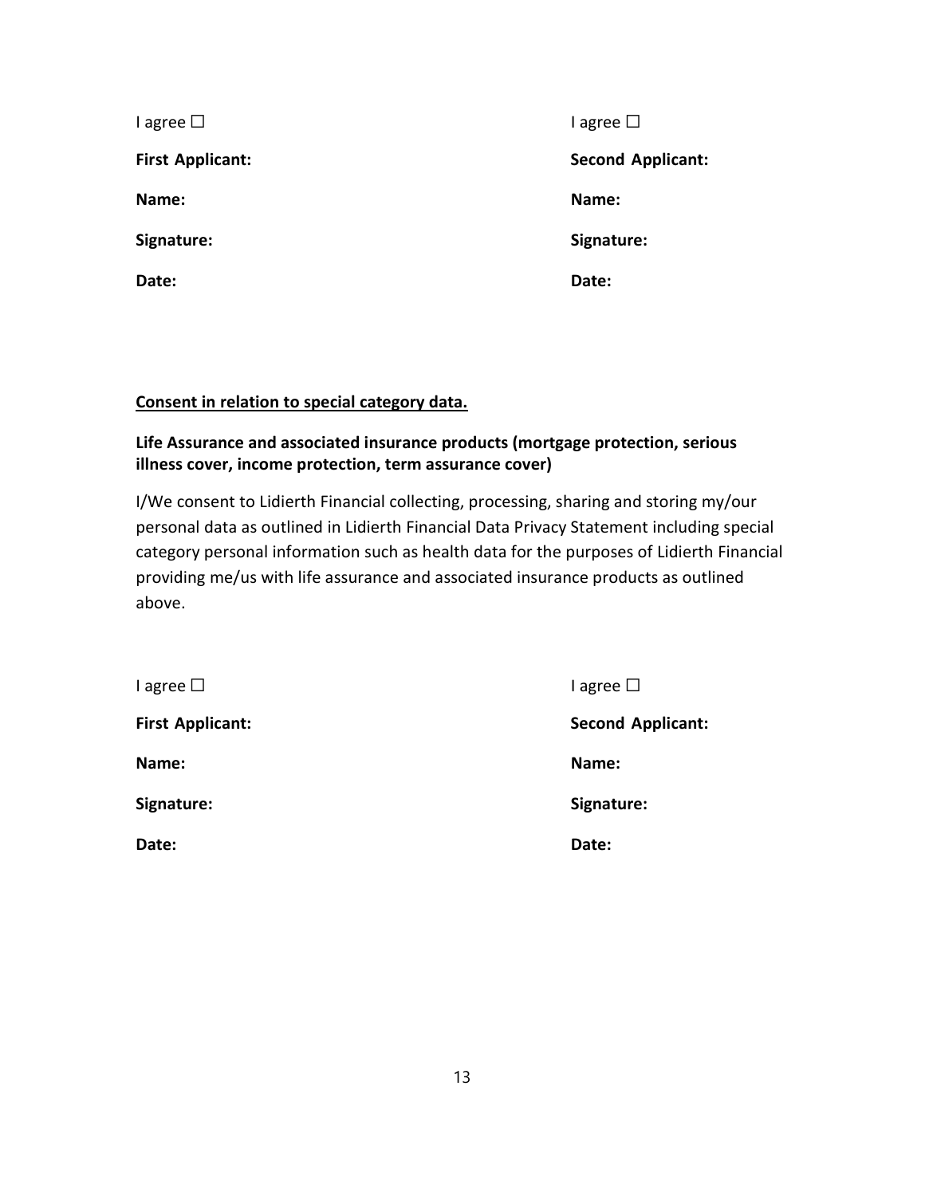| I agree ☐ | I agree ☐ |
| --- | --- |
| **First Applicant:** | **Second Applicant:** |
| **Name:** | **Name:** |
| **Signature:** | **Signature:** |
| **Date:** | **Date:** |

**<u>Consent in relation to special category data.</u>**

**Life Assurance and associated insurance products (mortgage protection, serious illness cover, income protection, term assurance cover)**

I/We consent to Lidierth Financial collecting, processing, sharing and storing my/our personal data as outlined in Lidierth Financial Data Privacy Statement including special category personal information such as health data for the purposes of Lidierth Financial providing me/us with life assurance and associated insurance products as outlined above.

| I agree ☐ | I agree ☐ |
| --- | --- |
| **First Applicant:** | **Second Applicant:** |
| **Name:** | **Name:** |
| **Signature:** | **Signature:** |
| **Date:** | **Date:** |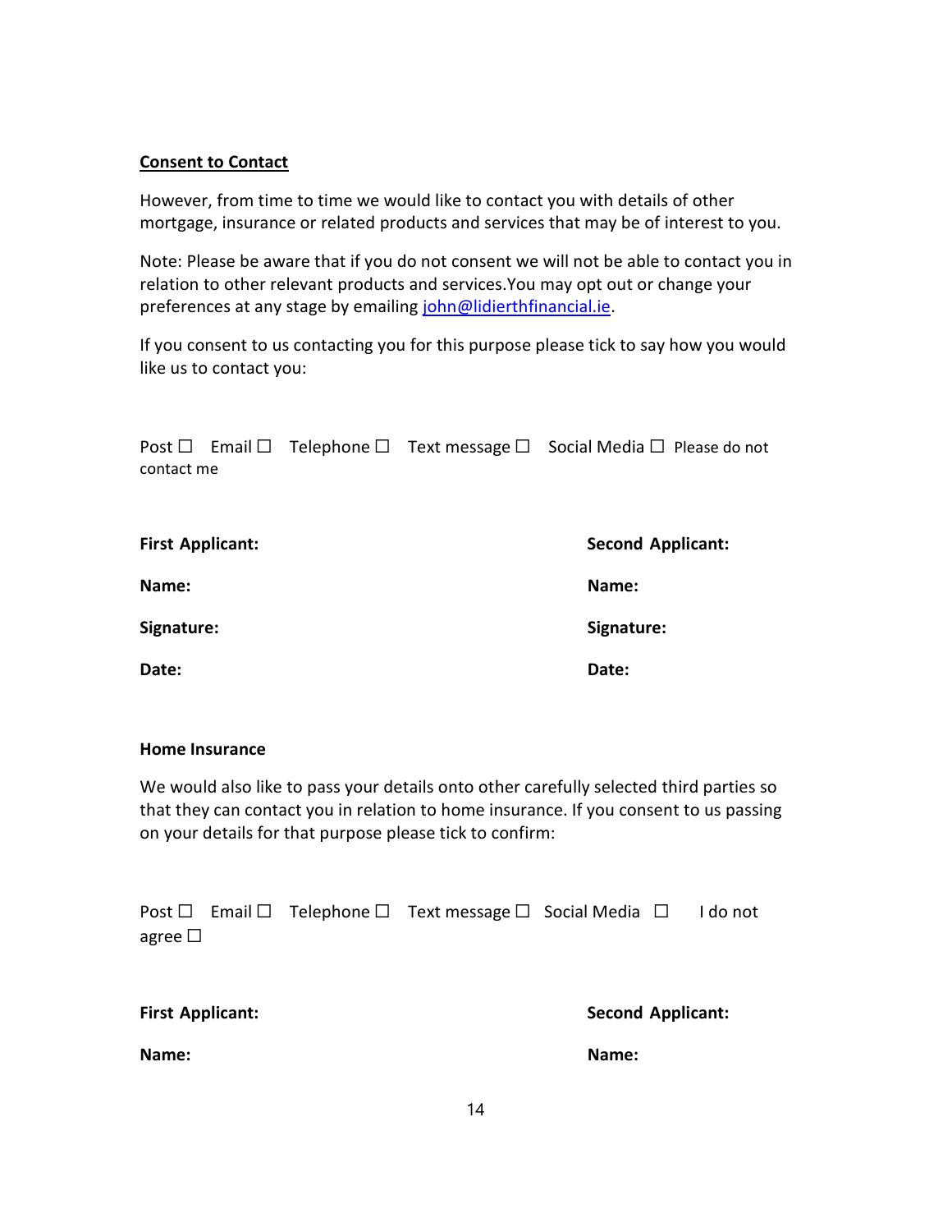**Consent to Contact**

However, from time to time we would like to contact you with details of other mortgage, insurance or related products and services that may be of interest to you.

Note: Please be aware that if you do not consent we will not be able to contact you in relation to other relevant products and services.You may opt out or change your preferences at any stage by emailing john@lidierthfinancial.ie.

If you consent to us contacting you for this purpose please tick to say how you would like us to contact you:

Post ☐ Email ☐ Telephone ☐ Text message ☐ Social Media ☐ Please do not contact me

| **First Applicant:** | **Second Applicant:** |
|---|---|
| **Name:** | **Name:** |
| **Signature:** | **Signature:** |
| **Date:** | **Date:** |

**Home Insurance**

We would also like to pass your details onto other carefully selected third parties so that they can contact you in relation to home insurance. If you consent to us passing on your details for that purpose please tick to confirm:

Post ☐ Email ☐ Telephone ☐ Text message ☐ Social Media ☐ I do not agree ☐

| **First Applicant:** | **Second Applicant:** |
|---|---|
| **Name:** | **Name:** |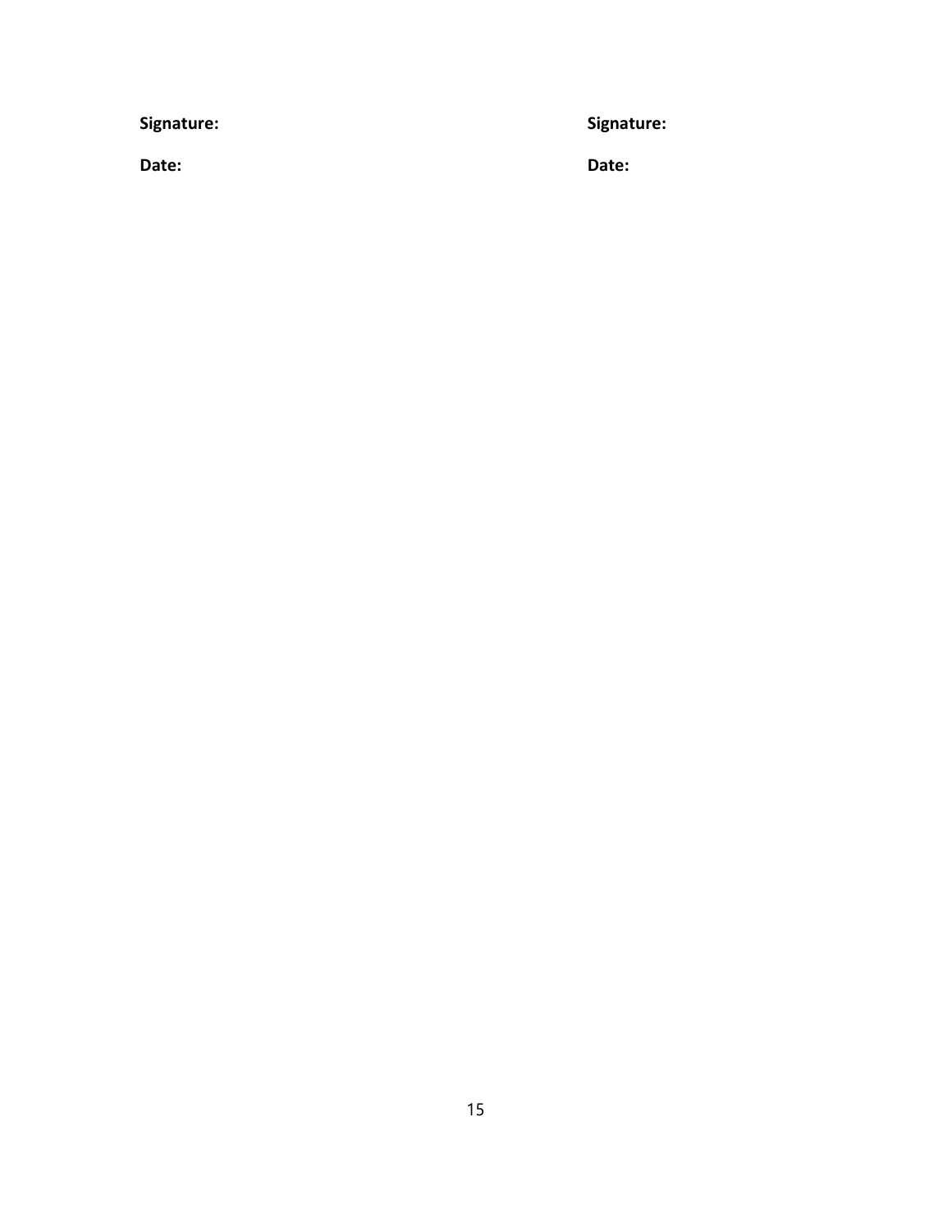**Signature:**

**Date:**

**Signature:**

**Date:**